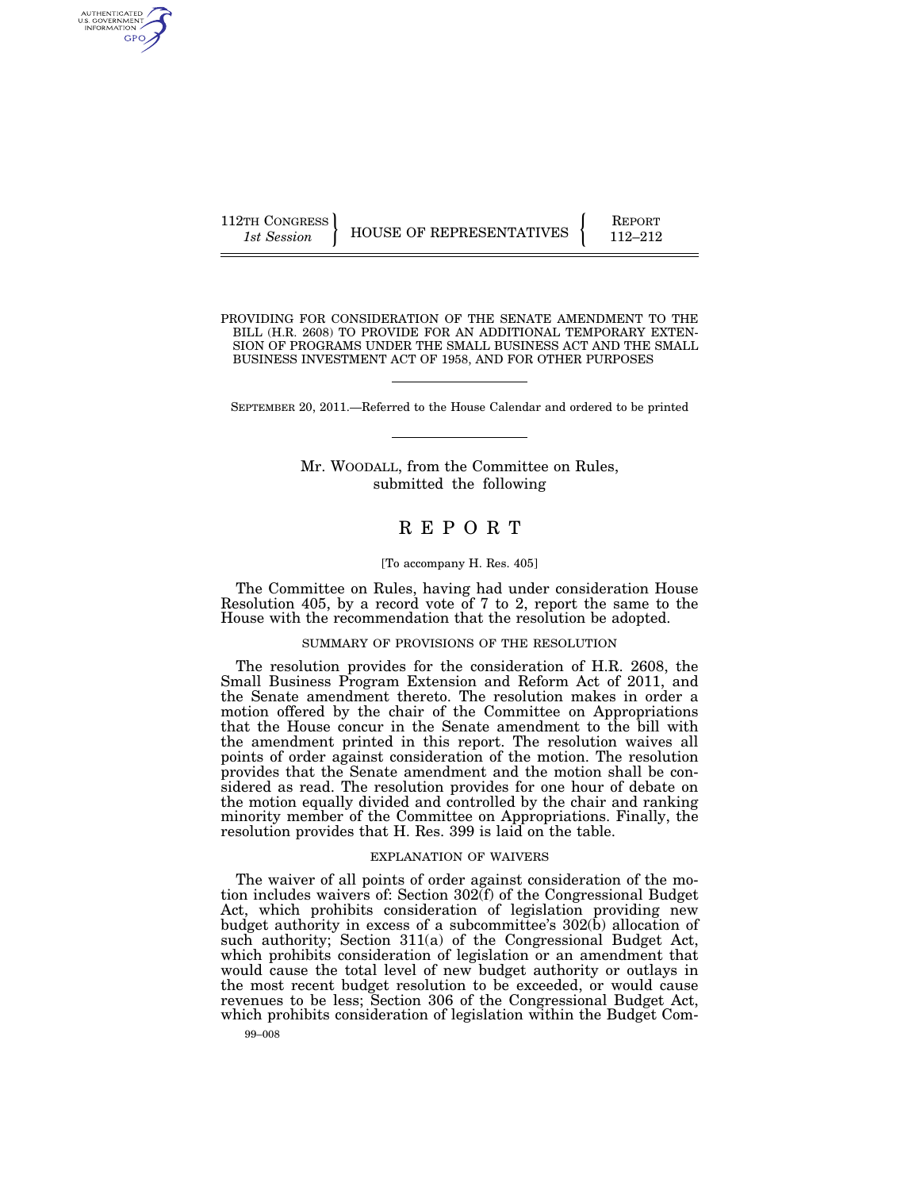112TH CONGRESS
*1st Session*

HOUSE OF REPRESENTATIVES

REPORT
112–212

PROVIDING FOR CONSIDERATION OF THE SENATE AMENDMENT TO THE BILL (H.R. 2608) TO PROVIDE FOR AN ADDITIONAL TEMPORARY EXTENSION OF PROGRAMS UNDER THE SMALL BUSINESS ACT AND THE SMALL BUSINESS INVESTMENT ACT OF 1958, AND FOR OTHER PURPOSES

SEPTEMBER 20, 2011.—Referred to the House Calendar and ordered to be printed

Mr. WOODALL, from the Committee on Rules, submitted the following

# R E P O R T

[To accompany H. Res. 405]

The Committee on Rules, having had under consideration House Resolution 405, by a record vote of 7 to 2, report the same to the House with the recommendation that the resolution be adopted.

## SUMMARY OF PROVISIONS OF THE RESOLUTION

The resolution provides for the consideration of H.R. 2608, the Small Business Program Extension and Reform Act of 2011, and the Senate amendment thereto. The resolution makes in order a motion offered by the chair of the Committee on Appropriations that the House concur in the Senate amendment to the bill with the amendment printed in this report. The resolution waives all points of order against consideration of the motion. The resolution provides that the Senate amendment and the motion shall be considered as read. The resolution provides for one hour of debate on the motion equally divided and controlled by the chair and ranking minority member of the Committee on Appropriations. Finally, the resolution provides that H. Res. 399 is laid on the table.

## EXPLANATION OF WAIVERS

The waiver of all points of order against consideration of the motion includes waivers of: Section 302(f) of the Congressional Budget Act, which prohibits consideration of legislation providing new budget authority in excess of a subcommittee's 302(b) allocation of such authority; Section 311(a) of the Congressional Budget Act, which prohibits consideration of legislation or an amendment that would cause the total level of new budget authority or outlays in the most recent budget resolution to be exceeded, or would cause revenues to be less; Section 306 of the Congressional Budget Act, which prohibits consideration of legislation within the Budget Com-

99–008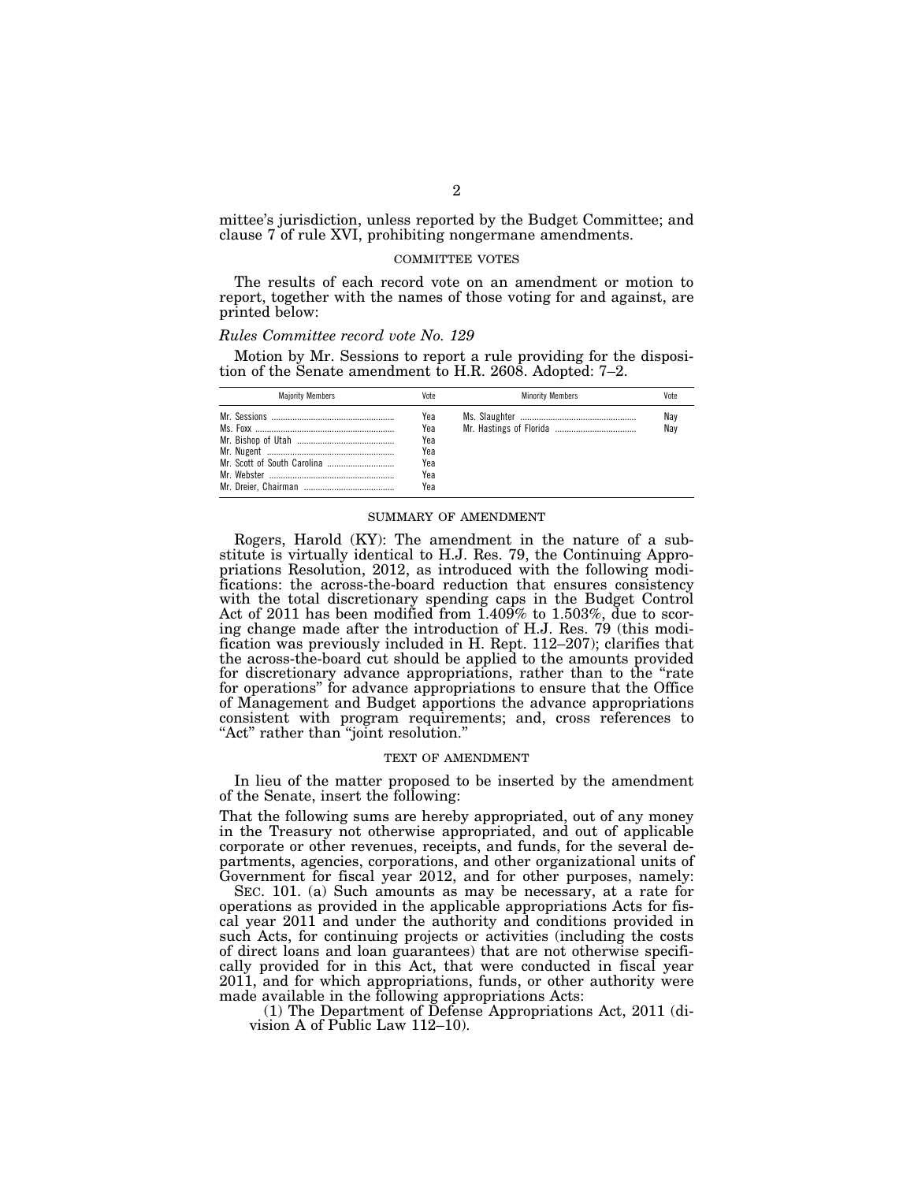mittee's jurisdiction, unless reported by the Budget Committee; and clause 7 of rule XVI, prohibiting nongermane amendments.

## COMMITTEE VOTES

The results of each record vote on an amendment or motion to report, together with the names of those voting for and against, are printed below:

*Rules Committee record vote No. 129*

Motion by Mr. Sessions to report a rule providing for the disposition of the Senate amendment to H.R. 2608. Adopted: 7–2.

| Majority Members | Vote | Minority Members | Vote |
|---|---|---|---|
| Mr. Sessions | Yea | Ms. Slaughter | Nay |
| Ms. Foxx | Yea | Mr. Hastings of Florida | Nay |
| Mr. Bishop of Utah | Yea | | |
| Mr. Nugent | Yea | | |
| Mr. Scott of South Carolina | Yea | | |
| Mr. Webster | Yea | | |
| Mr. Dreier, Chairman | Yea | | |

## SUMMARY OF AMENDMENT

Rogers, Harold (KY): The amendment in the nature of a substitute is virtually identical to H.J. Res. 79, the Continuing Appropriations Resolution, 2012, as introduced with the following modifications: the across-the-board reduction that ensures consistency with the total discretionary spending caps in the Budget Control Act of 2011 has been modified from 1.409% to 1.503%, due to scoring change made after the introduction of H.J. Res. 79 (this modification was previously included in H. Rept. 112–207); clarifies that the across-the-board cut should be applied to the amounts provided for discretionary advance appropriations, rather than to the "rate for operations" for advance appropriations to ensure that the Office of Management and Budget apportions the advance appropriations consistent with program requirements; and, cross references to "Act" rather than "joint resolution."

## TEXT OF AMENDMENT

In lieu of the matter proposed to be inserted by the amendment of the Senate, insert the following:

That the following sums are hereby appropriated, out of any money in the Treasury not otherwise appropriated, and out of applicable corporate or other revenues, receipts, and funds, for the several departments, agencies, corporations, and other organizational units of Government for fiscal year 2012, and for other purposes, namely:

SEC. 101. (a) Such amounts as may be necessary, at a rate for operations as provided in the applicable appropriations Acts for fiscal year 2011 and under the authority and conditions provided in such Acts, for continuing projects or activities (including the costs of direct loans and loan guarantees) that are not otherwise specifically provided for in this Act, that were conducted in fiscal year 2011, and for which appropriations, funds, or other authority were made available in the following appropriations Acts:

(1) The Department of Defense Appropriations Act, 2011 (division A of Public Law 112–10).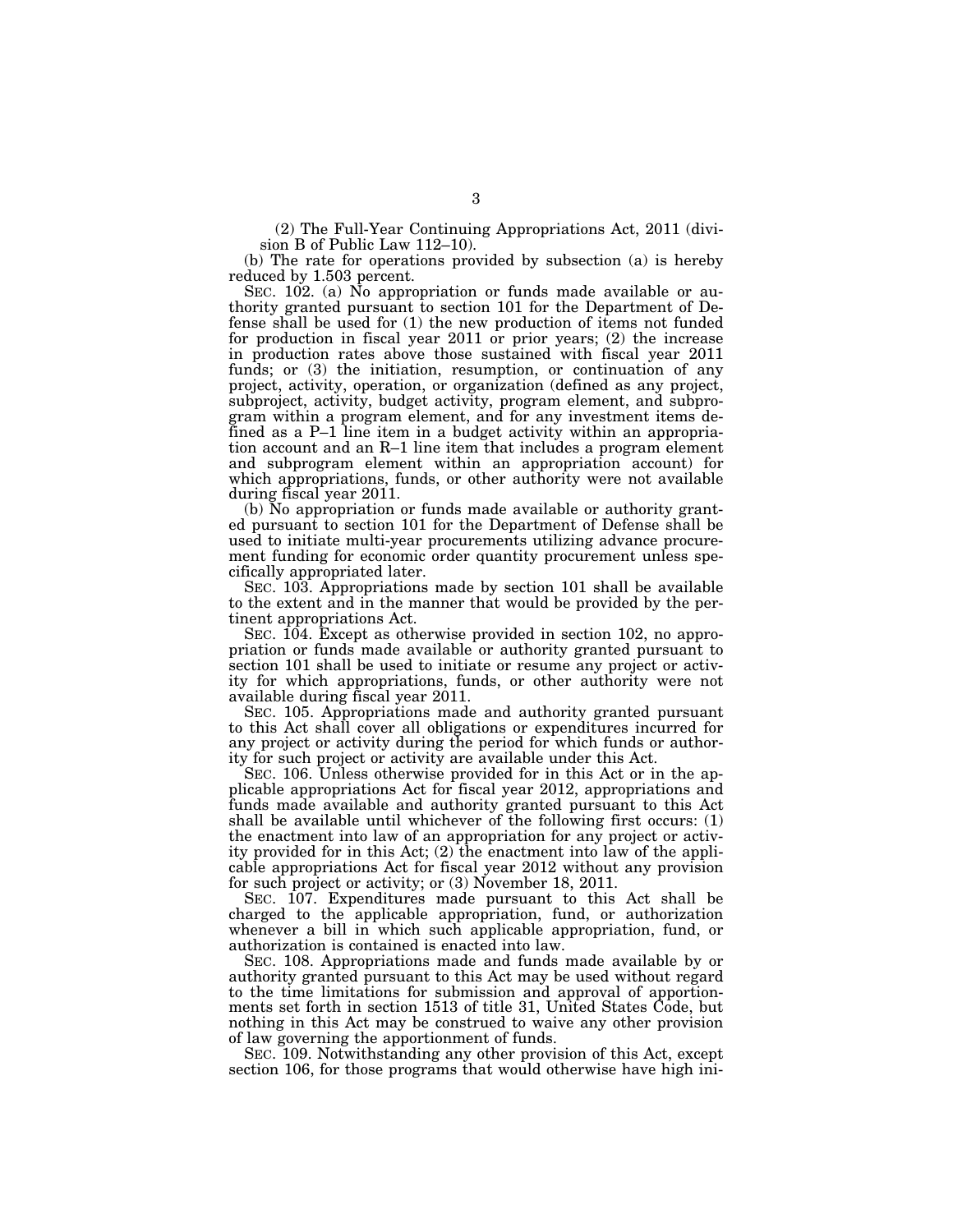(2) The Full-Year Continuing Appropriations Act, 2011 (division B of Public Law 112–10).

(b) The rate for operations provided by subsection (a) is hereby reduced by 1.503 percent.

SEC. 102. (a) No appropriation or funds made available or authority granted pursuant to section 101 for the Department of Defense shall be used for (1) the new production of items not funded for production in fiscal year 2011 or prior years; (2) the increase in production rates above those sustained with fiscal year 2011 funds; or (3) the initiation, resumption, or continuation of any project, activity, operation, or organization (defined as any project, subproject, activity, budget activity, program element, and subprogram within a program element, and for any investment items defined as a P–1 line item in a budget activity within an appropriation account and an R–1 line item that includes a program element and subprogram element within an appropriation account) for which appropriations, funds, or other authority were not available during fiscal year 2011.

(b) No appropriation or funds made available or authority granted pursuant to section 101 for the Department of Defense shall be used to initiate multi-year procurements utilizing advance procurement funding for economic order quantity procurement unless specifically appropriated later.

SEC. 103. Appropriations made by section 101 shall be available to the extent and in the manner that would be provided by the pertinent appropriations Act.

SEC. 104. Except as otherwise provided in section 102, no appropriation or funds made available or authority granted pursuant to section 101 shall be used to initiate or resume any project or activity for which appropriations, funds, or other authority were not available during fiscal year 2011.

SEC. 105. Appropriations made and authority granted pursuant to this Act shall cover all obligations or expenditures incurred for any project or activity during the period for which funds or authority for such project or activity are available under this Act.

SEC. 106. Unless otherwise provided for in this Act or in the applicable appropriations Act for fiscal year 2012, appropriations and funds made available and authority granted pursuant to this Act shall be available until whichever of the following first occurs: (1) the enactment into law of an appropriation for any project or activity provided for in this Act; (2) the enactment into law of the applicable appropriations Act for fiscal year 2012 without any provision for such project or activity; or (3) November 18, 2011.

SEC. 107. Expenditures made pursuant to this Act shall be charged to the applicable appropriation, fund, or authorization whenever a bill in which such applicable appropriation, fund, or authorization is contained is enacted into law.

SEC. 108. Appropriations made and funds made available by or authority granted pursuant to this Act may be used without regard to the time limitations for submission and approval of apportionments set forth in section 1513 of title 31, United States Code, but nothing in this Act may be construed to waive any other provision of law governing the apportionment of funds.

SEC. 109. Notwithstanding any other provision of this Act, except section 106, for those programs that would otherwise have high ini-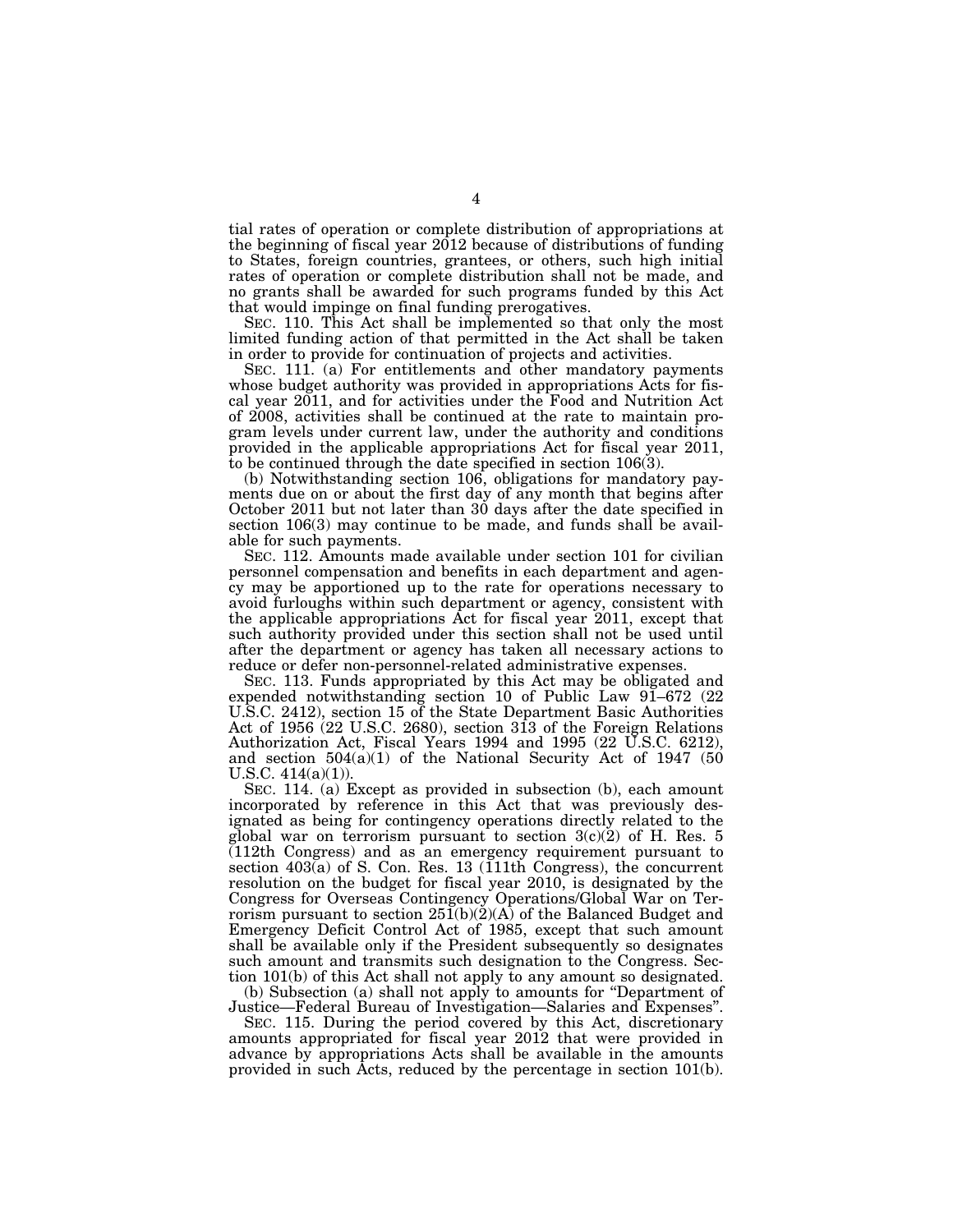tial rates of operation or complete distribution of appropriations at the beginning of fiscal year 2012 because of distributions of funding to States, foreign countries, grantees, or others, such high initial rates of operation or complete distribution shall not be made, and no grants shall be awarded for such programs funded by this Act that would impinge on final funding prerogatives.

SEC. 110. This Act shall be implemented so that only the most limited funding action of that permitted in the Act shall be taken in order to provide for continuation of projects and activities.

SEC. 111. (a) For entitlements and other mandatory payments whose budget authority was provided in appropriations Acts for fiscal year 2011, and for activities under the Food and Nutrition Act of 2008, activities shall be continued at the rate to maintain program levels under current law, under the authority and conditions provided in the applicable appropriations Act for fiscal year 2011, to be continued through the date specified in section 106(3).

(b) Notwithstanding section 106, obligations for mandatory payments due on or about the first day of any month that begins after October 2011 but not later than 30 days after the date specified in section 106(3) may continue to be made, and funds shall be available for such payments.

SEC. 112. Amounts made available under section 101 for civilian personnel compensation and benefits in each department and agency may be apportioned up to the rate for operations necessary to avoid furloughs within such department or agency, consistent with the applicable appropriations Act for fiscal year 2011, except that such authority provided under this section shall not be used until after the department or agency has taken all necessary actions to reduce or defer non-personnel-related administrative expenses.

SEC. 113. Funds appropriated by this Act may be obligated and expended notwithstanding section 10 of Public Law 91–672 (22 U.S.C. 2412), section 15 of the State Department Basic Authorities Act of 1956 (22 U.S.C. 2680), section 313 of the Foreign Relations Authorization Act, Fiscal Years 1994 and 1995 (22 U.S.C. 6212), and section 504(a)(1) of the National Security Act of 1947 (50 U.S.C. 414(a)(1)).

SEC. 114. (a) Except as provided in subsection (b), each amount incorporated by reference in this Act that was previously designated as being for contingency operations directly related to the global war on terrorism pursuant to section 3(c)(2) of H. Res. 5 (112th Congress) and as an emergency requirement pursuant to section 403(a) of S. Con. Res. 13 (111th Congress), the concurrent resolution on the budget for fiscal year 2010, is designated by the Congress for Overseas Contingency Operations/Global War on Terrorism pursuant to section 251(b)(2)(A) of the Balanced Budget and Emergency Deficit Control Act of 1985, except that such amount shall be available only if the President subsequently so designates such amount and transmits such designation to the Congress. Section 101(b) of this Act shall not apply to any amount so designated.

(b) Subsection (a) shall not apply to amounts for "Department of Justice—Federal Bureau of Investigation—Salaries and Expenses".

SEC. 115. During the period covered by this Act, discretionary amounts appropriated for fiscal year 2012 that were provided in advance by appropriations Acts shall be available in the amounts provided in such Acts, reduced by the percentage in section 101(b).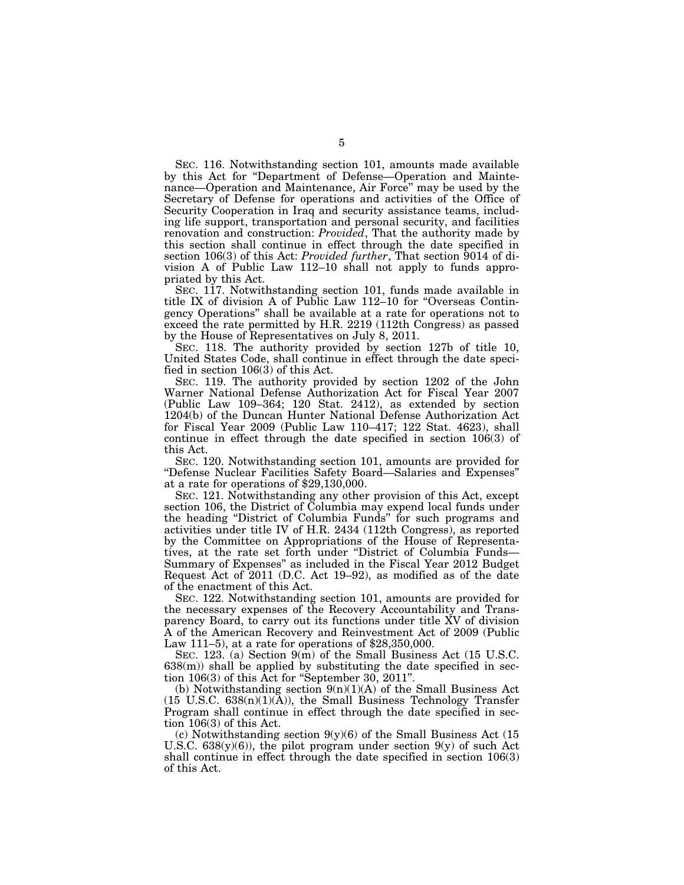SEC. 116. Notwithstanding section 101, amounts made available by this Act for "Department of Defense—Operation and Maintenance—Operation and Maintenance, Air Force" may be used by the Secretary of Defense for operations and activities of the Office of Security Cooperation in Iraq and security assistance teams, including life support, transportation and personal security, and facilities renovation and construction: *Provided*, That the authority made by this section shall continue in effect through the date specified in section 106(3) of this Act: *Provided further*, That section 9014 of division A of Public Law 112–10 shall not apply to funds appropriated by this Act.

SEC. 117. Notwithstanding section 101, funds made available in title IX of division A of Public Law 112–10 for "Overseas Contingency Operations" shall be available at a rate for operations not to exceed the rate permitted by H.R. 2219 (112th Congress) as passed by the House of Representatives on July 8, 2011.

SEC. 118. The authority provided by section 127b of title 10, United States Code, shall continue in effect through the date specified in section 106(3) of this Act.

SEC. 119. The authority provided by section 1202 of the John Warner National Defense Authorization Act for Fiscal Year 2007 (Public Law 109–364; 120 Stat. 2412), as extended by section 1204(b) of the Duncan Hunter National Defense Authorization Act for Fiscal Year 2009 (Public Law 110–417; 122 Stat. 4623), shall continue in effect through the date specified in section 106(3) of this Act.

SEC. 120. Notwithstanding section 101, amounts are provided for "Defense Nuclear Facilities Safety Board—Salaries and Expenses" at a rate for operations of $29,130,000.

SEC. 121. Notwithstanding any other provision of this Act, except section 106, the District of Columbia may expend local funds under the heading "District of Columbia Funds" for such programs and activities under title IV of H.R. 2434 (112th Congress), as reported by the Committee on Appropriations of the House of Representatives, at the rate set forth under "District of Columbia Funds—Summary of Expenses" as included in the Fiscal Year 2012 Budget Request Act of 2011 (D.C. Act 19–92), as modified as of the date of the enactment of this Act.

SEC. 122. Notwithstanding section 101, amounts are provided for the necessary expenses of the Recovery Accountability and Transparency Board, to carry out its functions under title XV of division A of the American Recovery and Reinvestment Act of 2009 (Public Law 111–5), at a rate for operations of $28,350,000.

SEC. 123. (a) Section 9(m) of the Small Business Act (15 U.S.C. 638(m)) shall be applied by substituting the date specified in section 106(3) of this Act for "September 30, 2011".

(b) Notwithstanding section 9(n)(1)(A) of the Small Business Act (15 U.S.C. 638(n)(1)(A)), the Small Business Technology Transfer Program shall continue in effect through the date specified in section 106(3) of this Act.

(c) Notwithstanding section 9(y)(6) of the Small Business Act (15 U.S.C. 638(y)(6)), the pilot program under section 9(y) of such Act shall continue in effect through the date specified in section 106(3) of this Act.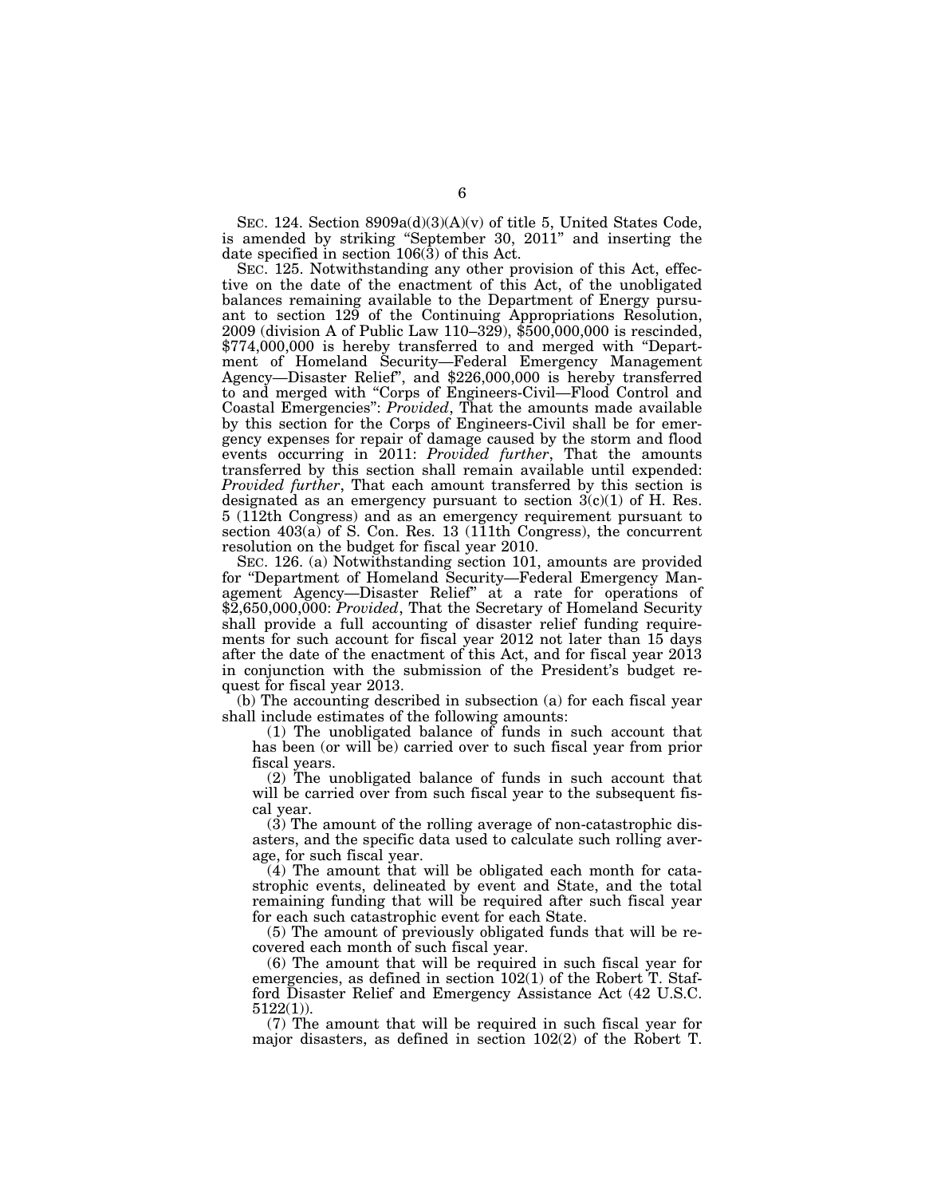SEC. 124. Section 8909a(d)(3)(A)(v) of title 5, United States Code, is amended by striking "September 30, 2011" and inserting the date specified in section 106(3) of this Act.

SEC. 125. Notwithstanding any other provision of this Act, effective on the date of the enactment of this Act, of the unobligated balances remaining available to the Department of Energy pursuant to section 129 of the Continuing Appropriations Resolution, 2009 (division A of Public Law 110–329), $500,000,000 is rescinded, $774,000,000 is hereby transferred to and merged with "Department of Homeland Security—Federal Emergency Management Agency—Disaster Relief", and $226,000,000 is hereby transferred to and merged with "Corps of Engineers-Civil—Flood Control and Coastal Emergencies": *Provided*, That the amounts made available by this section for the Corps of Engineers-Civil shall be for emergency expenses for repair of damage caused by the storm and flood events occurring in 2011: *Provided further*, That the amounts transferred by this section shall remain available until expended: *Provided further*, That each amount transferred by this section is designated as an emergency pursuant to section 3(c)(1) of H. Res. 5 (112th Congress) and as an emergency requirement pursuant to section 403(a) of S. Con. Res. 13 (111th Congress), the concurrent resolution on the budget for fiscal year 2010.

SEC. 126. (a) Notwithstanding section 101, amounts are provided for "Department of Homeland Security—Federal Emergency Management Agency—Disaster Relief" at a rate for operations of $2,650,000,000: *Provided*, That the Secretary of Homeland Security shall provide a full accounting of disaster relief funding requirements for such account for fiscal year 2012 not later than 15 days after the date of the enactment of this Act, and for fiscal year 2013 in conjunction with the submission of the President's budget request for fiscal year 2013.

(b) The accounting described in subsection (a) for each fiscal year shall include estimates of the following amounts:

(1) The unobligated balance of funds in such account that has been (or will be) carried over to such fiscal year from prior fiscal years.

(2) The unobligated balance of funds in such account that will be carried over from such fiscal year to the subsequent fiscal year.

(3) The amount of the rolling average of non-catastrophic disasters, and the specific data used to calculate such rolling average, for such fiscal year.

(4) The amount that will be obligated each month for catastrophic events, delineated by event and State, and the total remaining funding that will be required after such fiscal year for each such catastrophic event for each State.

(5) The amount of previously obligated funds that will be recovered each month of such fiscal year.

(6) The amount that will be required in such fiscal year for emergencies, as defined in section 102(1) of the Robert T. Stafford Disaster Relief and Emergency Assistance Act (42 U.S.C. 5122(1)).

(7) The amount that will be required in such fiscal year for major disasters, as defined in section 102(2) of the Robert T.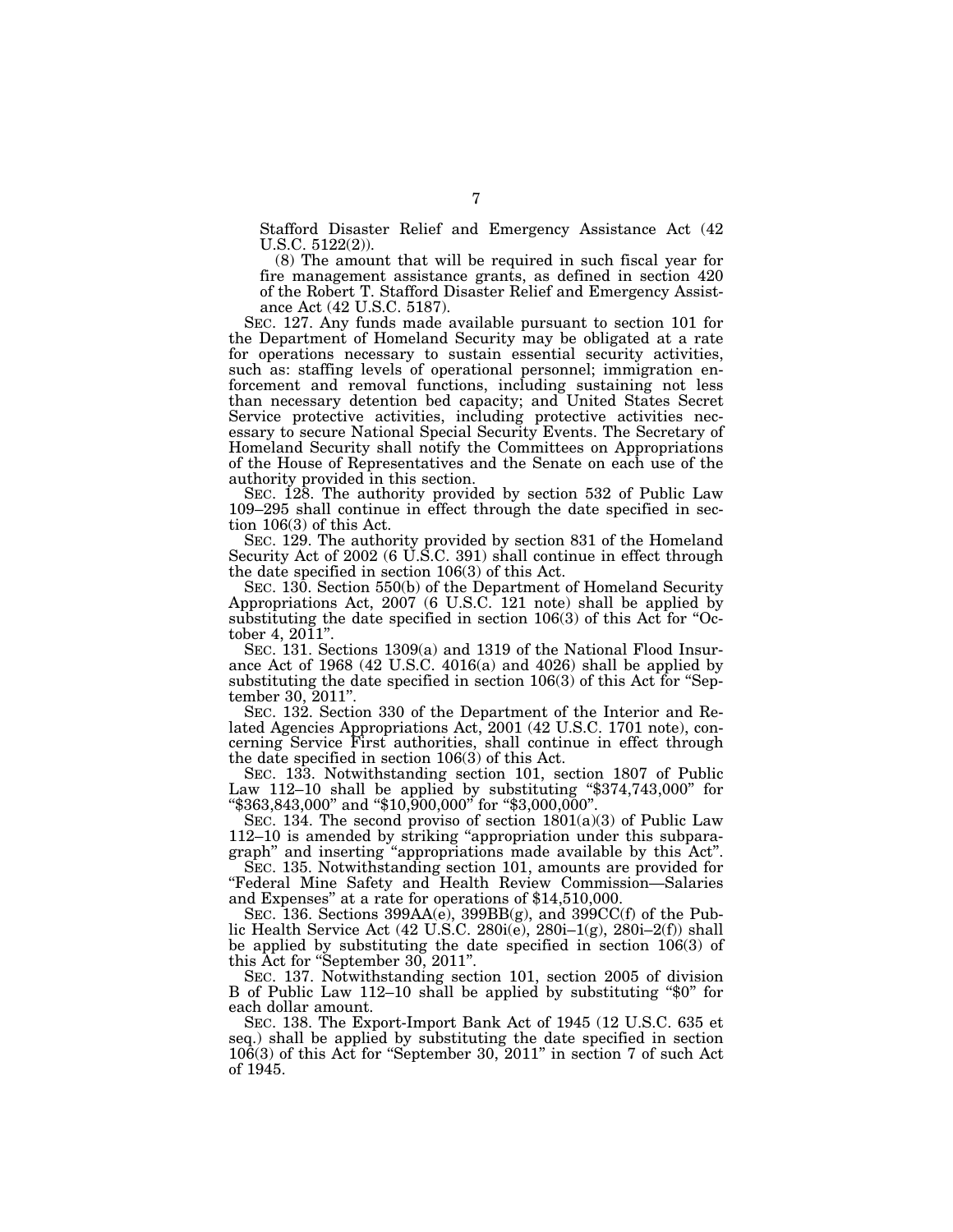Stafford Disaster Relief and Emergency Assistance Act (42 U.S.C. 5122(2)).

(8) The amount that will be required in such fiscal year for fire management assistance grants, as defined in section 420 of the Robert T. Stafford Disaster Relief and Emergency Assistance Act (42 U.S.C. 5187).

SEC. 127. Any funds made available pursuant to section 101 for the Department of Homeland Security may be obligated at a rate for operations necessary to sustain essential security activities, such as: staffing levels of operational personnel; immigration enforcement and removal functions, including sustaining not less than necessary detention bed capacity; and United States Secret Service protective activities, including protective activities necessary to secure National Special Security Events. The Secretary of Homeland Security shall notify the Committees on Appropriations of the House of Representatives and the Senate on each use of the authority provided in this section.

SEC. 128. The authority provided by section 532 of Public Law 109–295 shall continue in effect through the date specified in section 106(3) of this Act.

SEC. 129. The authority provided by section 831 of the Homeland Security Act of 2002 (6 U.S.C. 391) shall continue in effect through the date specified in section 106(3) of this Act.

SEC. 130. Section 550(b) of the Department of Homeland Security Appropriations Act, 2007 (6 U.S.C. 121 note) shall be applied by substituting the date specified in section 106(3) of this Act for "October 4, 2011".

SEC. 131. Sections 1309(a) and 1319 of the National Flood Insurance Act of 1968 (42 U.S.C. 4016(a) and 4026) shall be applied by substituting the date specified in section 106(3) of this Act for "September 30, 2011".

SEC. 132. Section 330 of the Department of the Interior and Related Agencies Appropriations Act, 2001 (42 U.S.C. 1701 note), concerning Service First authorities, shall continue in effect through the date specified in section 106(3) of this Act.

SEC. 133. Notwithstanding section 101, section 1807 of Public Law 112–10 shall be applied by substituting "$374,743,000" for "$363,843,000" and "$10,900,000" for "$3,000,000".

SEC. 134. The second proviso of section 1801(a)(3) of Public Law 112–10 is amended by striking "appropriation under this subparagraph" and inserting "appropriations made available by this Act".

SEC. 135. Notwithstanding section 101, amounts are provided for "Federal Mine Safety and Health Review Commission—Salaries and Expenses" at a rate for operations of $14,510,000.

SEC. 136. Sections 399AA(e), 399BB(g), and 399CC(f) of the Public Health Service Act (42 U.S.C. 280i(e), 280i–1(g), 280i–2(f)) shall be applied by substituting the date specified in section 106(3) of this Act for "September 30, 2011".

SEC. 137. Notwithstanding section 101, section 2005 of division B of Public Law 112–10 shall be applied by substituting "$0" for each dollar amount.

SEC. 138. The Export-Import Bank Act of 1945 (12 U.S.C. 635 et seq.) shall be applied by substituting the date specified in section 106(3) of this Act for "September 30, 2011" in section 7 of such Act of 1945.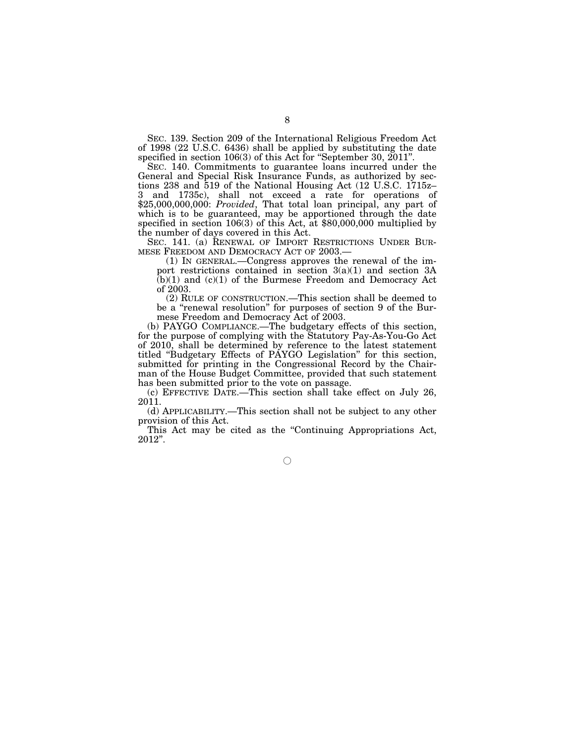SEC. 139. Section 209 of the International Religious Freedom Act of 1998 (22 U.S.C. 6436) shall be applied by substituting the date specified in section 106(3) of this Act for "September 30, 2011".

SEC. 140. Commitments to guarantee loans incurred under the General and Special Risk Insurance Funds, as authorized by sections 238 and 519 of the National Housing Act (12 U.S.C. 1715z–3 and 1735c), shall not exceed a rate for operations of $25,000,000,000: *Provided*, That total loan principal, any part of which is to be guaranteed, may be apportioned through the date specified in section 106(3) of this Act, at $80,000,000 multiplied by the number of days covered in this Act.

SEC. 141. (a) RENEWAL OF IMPORT RESTRICTIONS UNDER BURMESE FREEDOM AND DEMOCRACY ACT OF 2003.—

(1) IN GENERAL.—Congress approves the renewal of the import restrictions contained in section 3(a)(1) and section 3A (b)(1) and (c)(1) of the Burmese Freedom and Democracy Act of 2003.

(2) RULE OF CONSTRUCTION.—This section shall be deemed to be a "renewal resolution" for purposes of section 9 of the Burmese Freedom and Democracy Act of 2003.

(b) PAYGO COMPLIANCE.—The budgetary effects of this section, for the purpose of complying with the Statutory Pay-As-You-Go Act of 2010, shall be determined by reference to the latest statement titled "Budgetary Effects of PAYGO Legislation" for this section, submitted for printing in the Congressional Record by the Chairman of the House Budget Committee, provided that such statement has been submitted prior to the vote on passage.

(c) EFFECTIVE DATE.—This section shall take effect on July 26, 2011.

(d) APPLICABILITY.—This section shall not be subject to any other provision of this Act.

This Act may be cited as the "Continuing Appropriations Act, 2012".

○